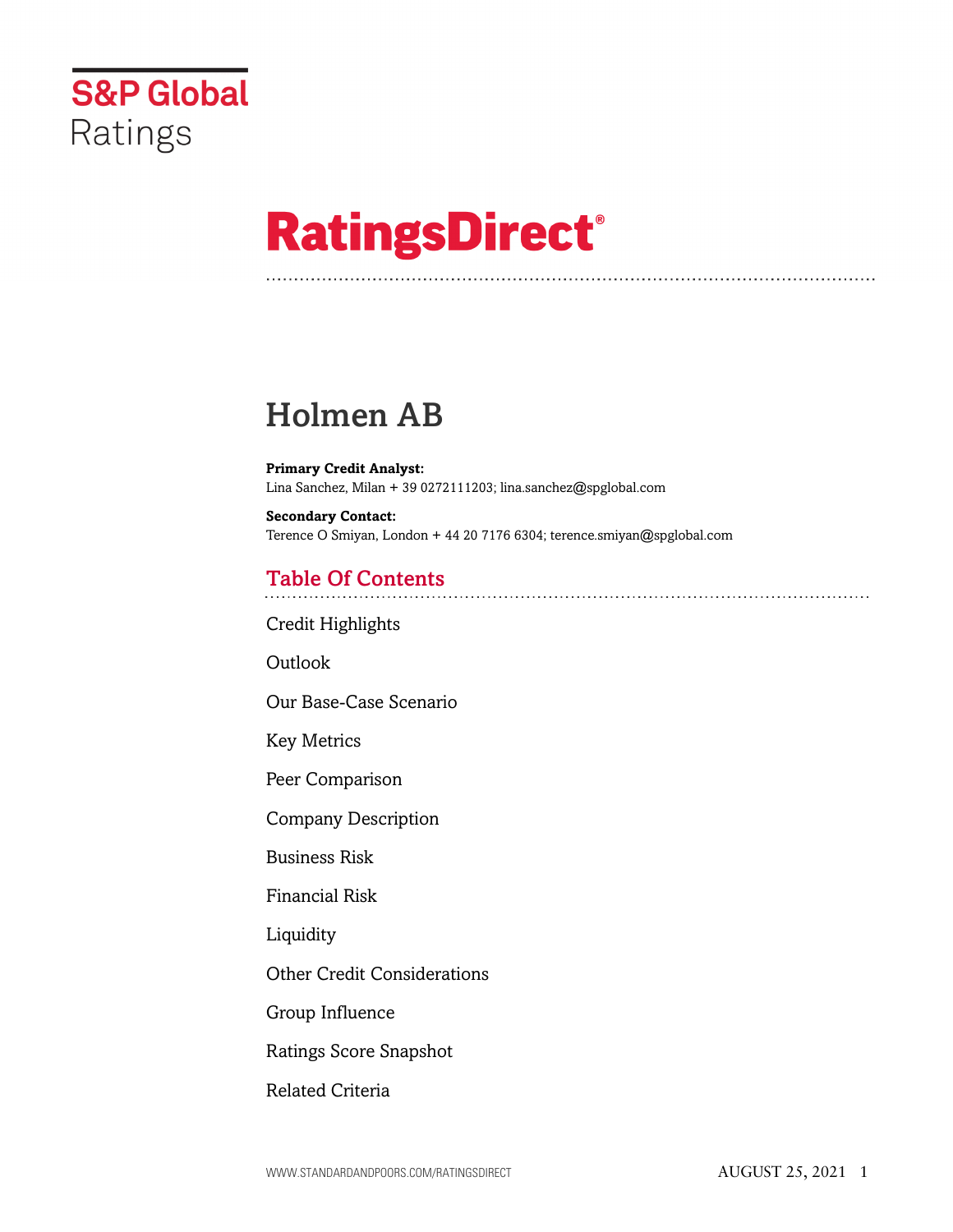S&P Global Ratings

# RatingsDirect®

# Holmen AB

**Primary Credit Analyst:**
Lina Sanchez, Milan + 39 0272111203; lina.sanchez@spglobal.com

**Secondary Contact:**
Terence O Smiyan, London + 44 20 7176 6304; terence.smiyan@spglobal.com

## Table Of Contents

Credit Highlights

Outlook

Our Base-Case Scenario

Key Metrics

Peer Comparison

Company Description

Business Risk

Financial Risk

Liquidity

Other Credit Considerations

Group Influence

Ratings Score Snapshot

Related Criteria

AUGUST 25, 2021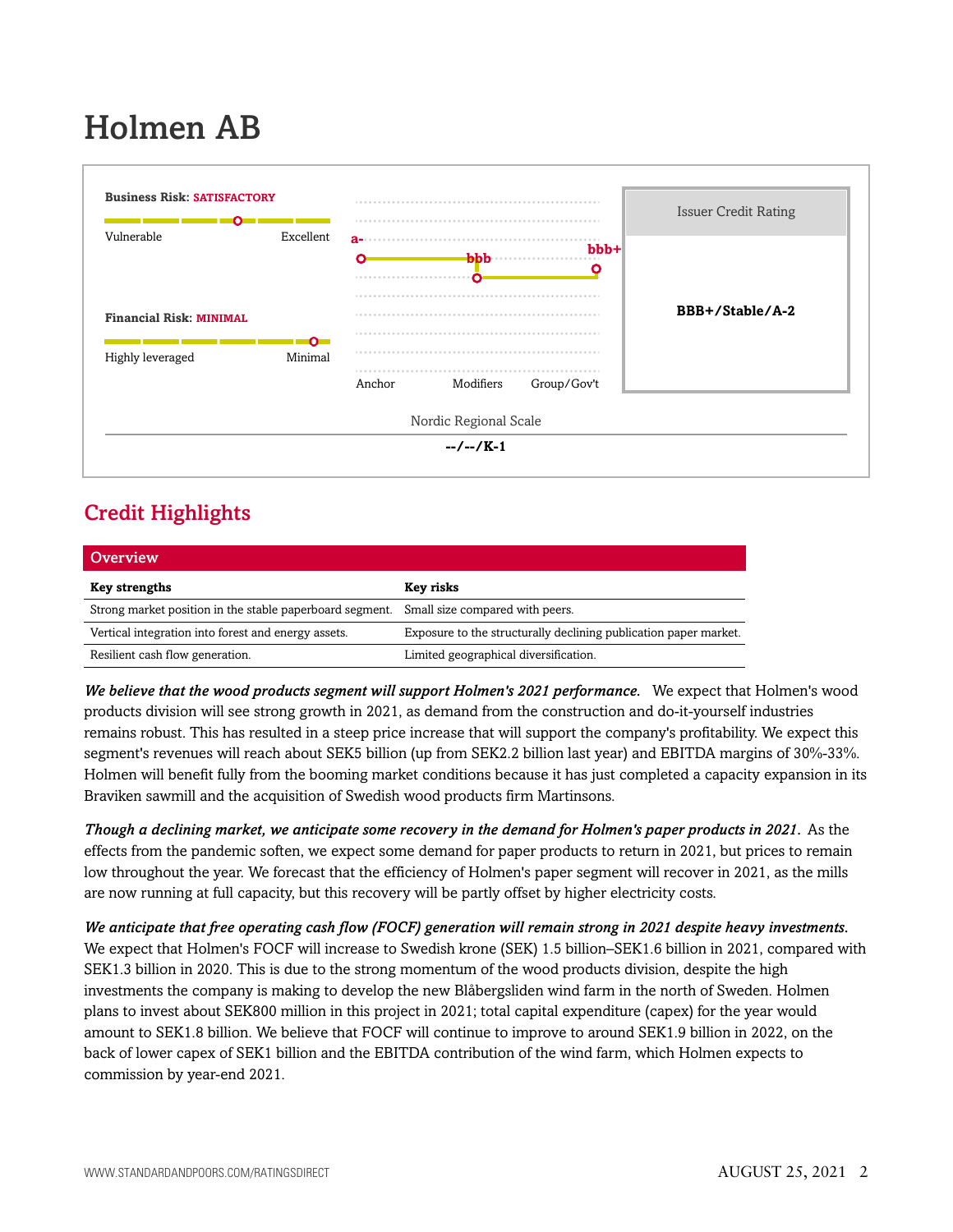# Holmen AB

Business Risk: SATISFACTORY

Vulnerable

Excellent

Financial Risk: MINIMAL

Highly leveraged

Minimal

a-

bbb

bbb+

Anchor

Modifiers

Group/Gov't

Issuer Credit Rating

**BBB+/Stable/A-2**

Nordic Regional Scale

**--/--/K-1**

## Credit Highlights

| Overview | |
|---|---|
| **Key strengths** | **Key risks** |
| Strong market position in the stable paperboard segment. | Small size compared with peers. |
| Vertical integration into forest and energy assets. | Exposure to the structurally declining publication paper market. |
| Resilient cash flow generation. | Limited geographical diversification. |

***We believe that the wood products segment will support Holmen's 2021 performance.*** We expect that Holmen's wood products division will see strong growth in 2021, as demand from the construction and do-it-yourself industries remains robust. This has resulted in a steep price increase that will support the company's profitability. We expect this segment's revenues will reach about SEK5 billion (up from SEK2.2 billion last year) and EBITDA margins of 30%-33%. Holmen will benefit fully from the booming market conditions because it has just completed a capacity expansion in its Braviken sawmill and the acquisition of Swedish wood products firm Martinsons.

***Though a declining market, we anticipate some recovery in the demand for Holmen's paper products in 2021.*** As the effects from the pandemic soften, we expect some demand for paper products to return in 2021, but prices to remain low throughout the year. We forecast that the efficiency of Holmen's paper segment will recover in 2021, as the mills are now running at full capacity, but this recovery will be partly offset by higher electricity costs.

***We anticipate that free operating cash flow (FOCF) generation will remain strong in 2021 despite heavy investments.*** We expect that Holmen's FOCF will increase to Swedish krone (SEK) 1.5 billion–SEK1.6 billion in 2021, compared with SEK1.3 billion in 2020. This is due to the strong momentum of the wood products division, despite the high investments the company is making to develop the new Blåbergsliden wind farm in the north of Sweden. Holmen plans to invest about SEK800 million in this project in 2021; total capital expenditure (capex) for the year would amount to SEK1.8 billion. We believe that FOCF will continue to improve to around SEK1.9 billion in 2022, on the back of lower capex of SEK1 billion and the EBITDA contribution of the wind farm, which Holmen expects to commission by year-end 2021.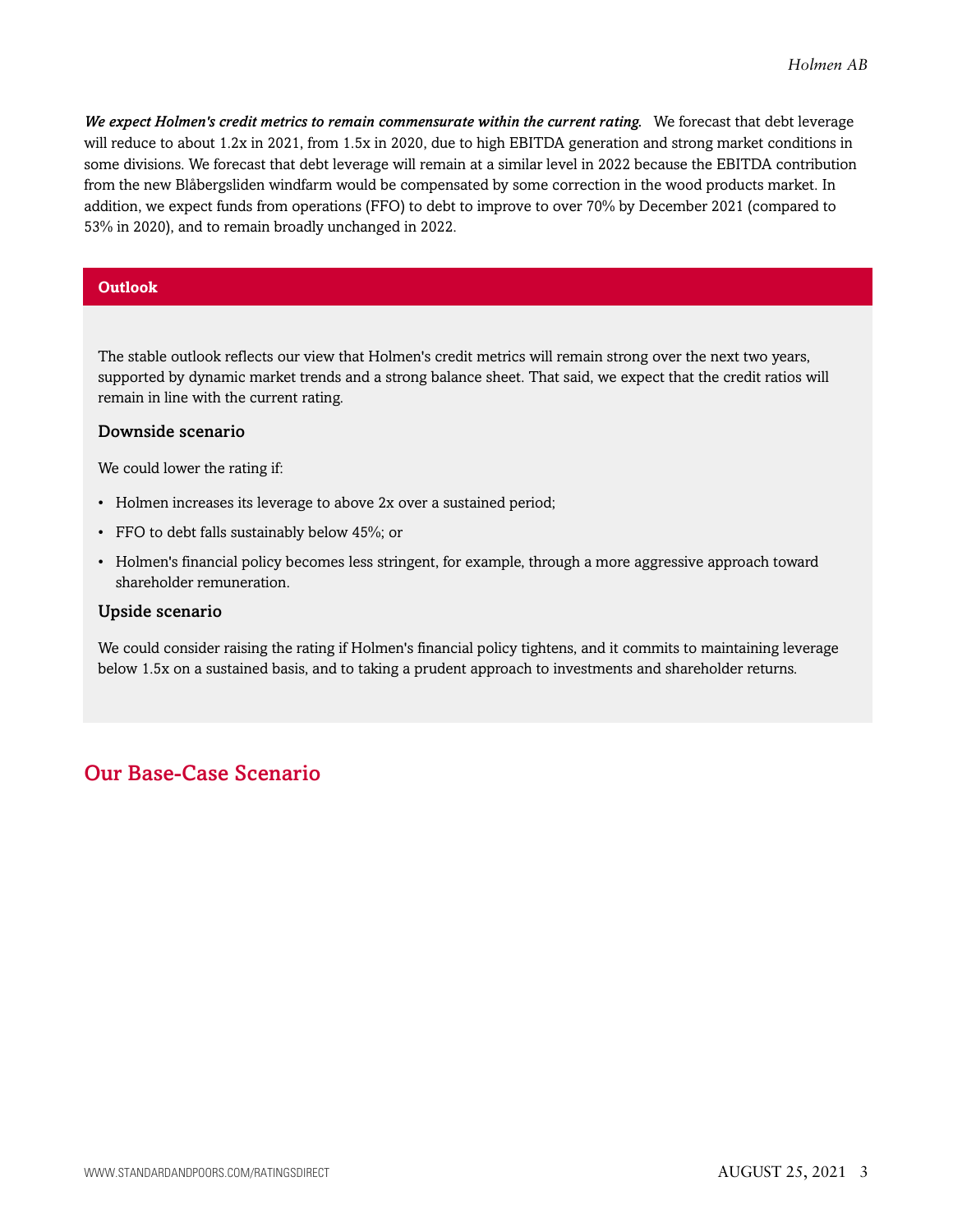***We expect Holmen's credit metrics to remain commensurate within the current rating.*** We forecast that debt leverage will reduce to about 1.2x in 2021, from 1.5x in 2020, due to high EBITDA generation and strong market conditions in some divisions. We forecast that debt leverage will remain at a similar level in 2022 because the EBITDA contribution from the new Blåbergsliden windfarm would be compensated by some correction in the wood products market. In addition, we expect funds from operations (FFO) to debt to improve to over 70% by December 2021 (compared to 53% in 2020), and to remain broadly unchanged in 2022.

## Outlook

The stable outlook reflects our view that Holmen's credit metrics will remain strong over the next two years, supported by dynamic market trends and a strong balance sheet. That said, we expect that the credit ratios will remain in line with the current rating.

### Downside scenario

We could lower the rating if:

- Holmen increases its leverage to above 2x over a sustained period;
- FFO to debt falls sustainably below 45%; or
- Holmen's financial policy becomes less stringent, for example, through a more aggressive approach toward shareholder remuneration.

### Upside scenario

We could consider raising the rating if Holmen's financial policy tightens, and it commits to maintaining leverage below 1.5x on a sustained basis, and to taking a prudent approach to investments and shareholder returns.

## Our Base-Case Scenario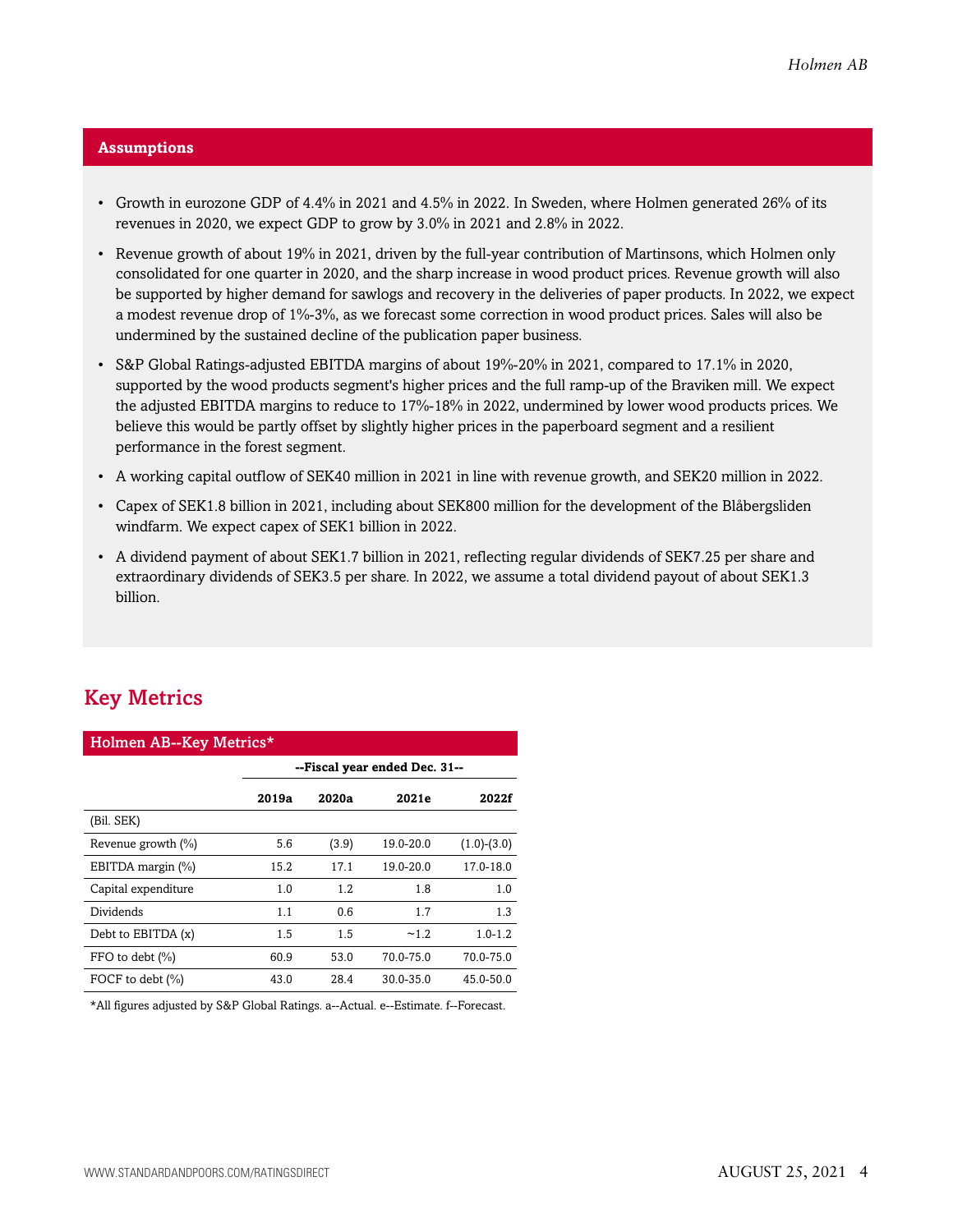## Assumptions

- Growth in eurozone GDP of 4.4% in 2021 and 4.5% in 2022. In Sweden, where Holmen generated 26% of its revenues in 2020, we expect GDP to grow by 3.0% in 2021 and 2.8% in 2022.
- Revenue growth of about 19% in 2021, driven by the full-year contribution of Martinsons, which Holmen only consolidated for one quarter in 2020, and the sharp increase in wood product prices. Revenue growth will also be supported by higher demand for sawlogs and recovery in the deliveries of paper products. In 2022, we expect a modest revenue drop of 1%-3%, as we forecast some correction in wood product prices. Sales will also be undermined by the sustained decline of the publication paper business.
- S&P Global Ratings-adjusted EBITDA margins of about 19%-20% in 2021, compared to 17.1% in 2020, supported by the wood products segment's higher prices and the full ramp-up of the Braviken mill. We expect the adjusted EBITDA margins to reduce to 17%-18% in 2022, undermined by lower wood products prices. We believe this would be partly offset by slightly higher prices in the paperboard segment and a resilient performance in the forest segment.
- A working capital outflow of SEK40 million in 2021 in line with revenue growth, and SEK20 million in 2022.
- Capex of SEK1.8 billion in 2021, including about SEK800 million for the development of the Blåbergsliden windfarm. We expect capex of SEK1 billion in 2022.
- A dividend payment of about SEK1.7 billion in 2021, reflecting regular dividends of SEK7.25 per share and extraordinary dividends of SEK3.5 per share. In 2022, we assume a total dividend payout of about SEK1.3 billion.

## Key Metrics

**Holmen AB--Key Metrics***

| | --Fiscal year ended Dec. 31-- | | | |
|---|---|---|---|---|
| | 2019a | 2020a | 2021e | 2022f |
| (Bil. SEK) | | | | |
| Revenue growth (%) | 5.6 | (3.9) | 19.0-20.0 | (1.0)-(3.0) |
| EBITDA margin (%) | 15.2 | 17.1 | 19.0-20.0 | 17.0-18.0 |
| Capital expenditure | 1.0 | 1.2 | 1.8 | 1.0 |
| Dividends | 1.1 | 0.6 | 1.7 | 1.3 |
| Debt to EBITDA (x) | 1.5 | 1.5 | ~1.2 | 1.0-1.2 |
| FFO to debt (%) | 60.9 | 53.0 | 70.0-75.0 | 70.0-75.0 |
| FOCF to debt (%) | 43.0 | 28.4 | 30.0-35.0 | 45.0-50.0 |

*All figures adjusted by S&P Global Ratings. a--Actual. e--Estimate. f--Forecast.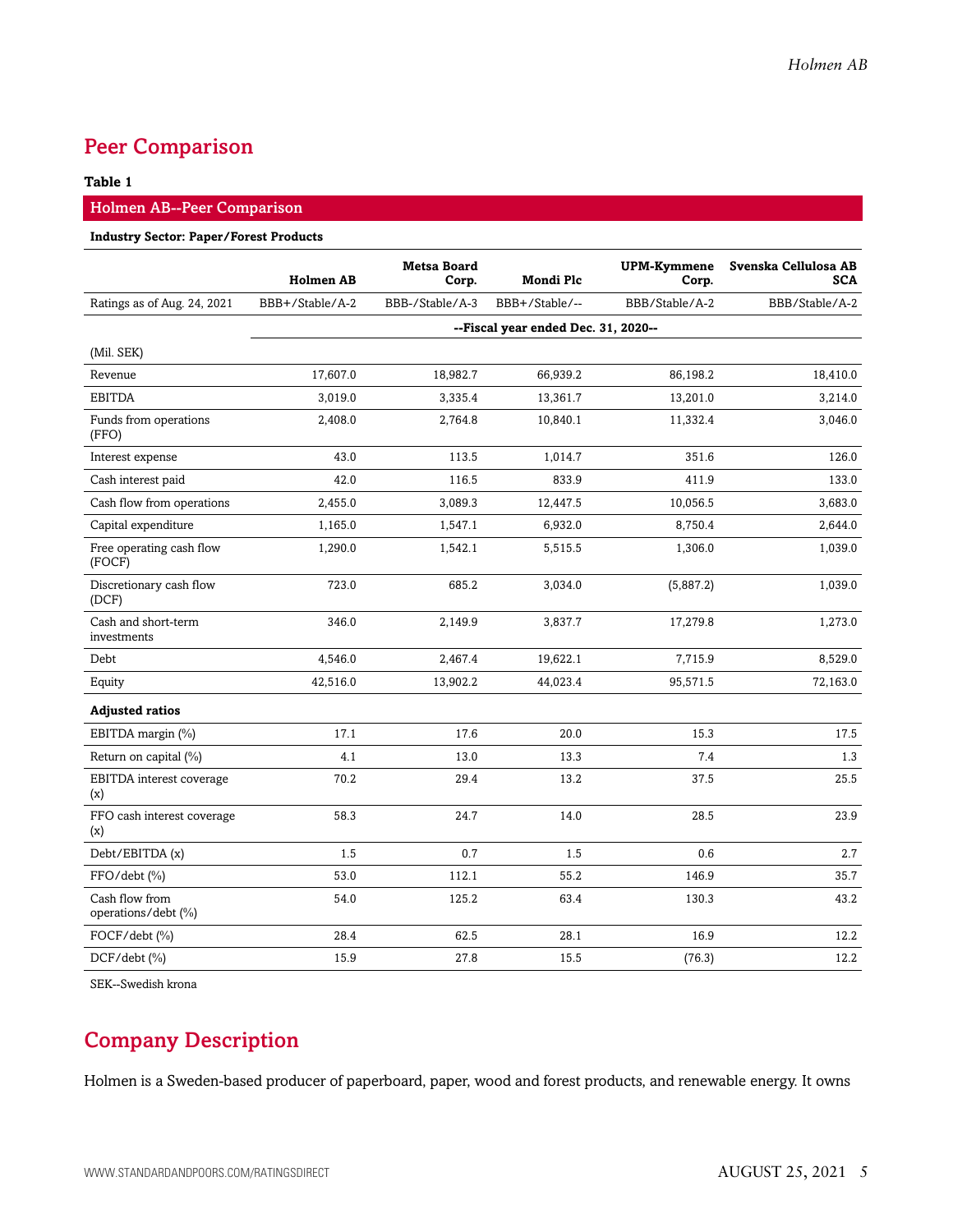## Peer Comparison

**Table 1**

### Holmen AB--Peer Comparison

**Industry Sector: Paper/Forest Products**

| | Holmen AB | Metsa Board Corp. | Mondi Plc | UPM-Kymmene Corp. | Svenska Cellulosa AB SCA |
|---|---|---|---|---|---|
| Ratings as of Aug. 24, 2021 | BBB+/Stable/A-2 | BBB-/Stable/A-3 | BBB+/Stable/-- | BBB/Stable/A-2 | BBB/Stable/A-2 |
| | --Fiscal year ended Dec. 31, 2020-- | | | | |
| (Mil. SEK) | | | | | |
| Revenue | 17,607.0 | 18,982.7 | 66,939.2 | 86,198.2 | 18,410.0 |
| EBITDA | 3,019.0 | 3,335.4 | 13,361.7 | 13,201.0 | 3,214.0 |
| Funds from operations (FFO) | 2,408.0 | 2,764.8 | 10,840.1 | 11,332.4 | 3,046.0 |
| Interest expense | 43.0 | 113.5 | 1,014.7 | 351.6 | 126.0 |
| Cash interest paid | 42.0 | 116.5 | 833.9 | 411.9 | 133.0 |
| Cash flow from operations | 2,455.0 | 3,089.3 | 12,447.5 | 10,056.5 | 3,683.0 |
| Capital expenditure | 1,165.0 | 1,547.1 | 6,932.0 | 8,750.4 | 2,644.0 |
| Free operating cash flow (FOCF) | 1,290.0 | 1,542.1 | 5,515.5 | 1,306.0 | 1,039.0 |
| Discretionary cash flow (DCF) | 723.0 | 685.2 | 3,034.0 | (5,887.2) | 1,039.0 |
| Cash and short-term investments | 346.0 | 2,149.9 | 3,837.7 | 17,279.8 | 1,273.0 |
| Debt | 4,546.0 | 2,467.4 | 19,622.1 | 7,715.9 | 8,529.0 |
| Equity | 42,516.0 | 13,902.2 | 44,023.4 | 95,571.5 | 72,163.0 |
| **Adjusted ratios** | | | | | |
| EBITDA margin (%) | 17.1 | 17.6 | 20.0 | 15.3 | 17.5 |
| Return on capital (%) | 4.1 | 13.0 | 13.3 | 7.4 | 1.3 |
| EBITDA interest coverage (x) | 70.2 | 29.4 | 13.2 | 37.5 | 25.5 |
| FFO cash interest coverage (x) | 58.3 | 24.7 | 14.0 | 28.5 | 23.9 |
| Debt/EBITDA (x) | 1.5 | 0.7 | 1.5 | 0.6 | 2.7 |
| FFO/debt (%) | 53.0 | 112.1 | 55.2 | 146.9 | 35.7 |
| Cash flow from operations/debt (%) | 54.0 | 125.2 | 63.4 | 130.3 | 43.2 |
| FOCF/debt (%) | 28.4 | 62.5 | 28.1 | 16.9 | 12.2 |
| DCF/debt (%) | 15.9 | 27.8 | 15.5 | (76.3) | 12.2 |

SEK--Swedish krona

## Company Description

Holmen is a Sweden-based producer of paperboard, paper, wood and forest products, and renewable energy. It owns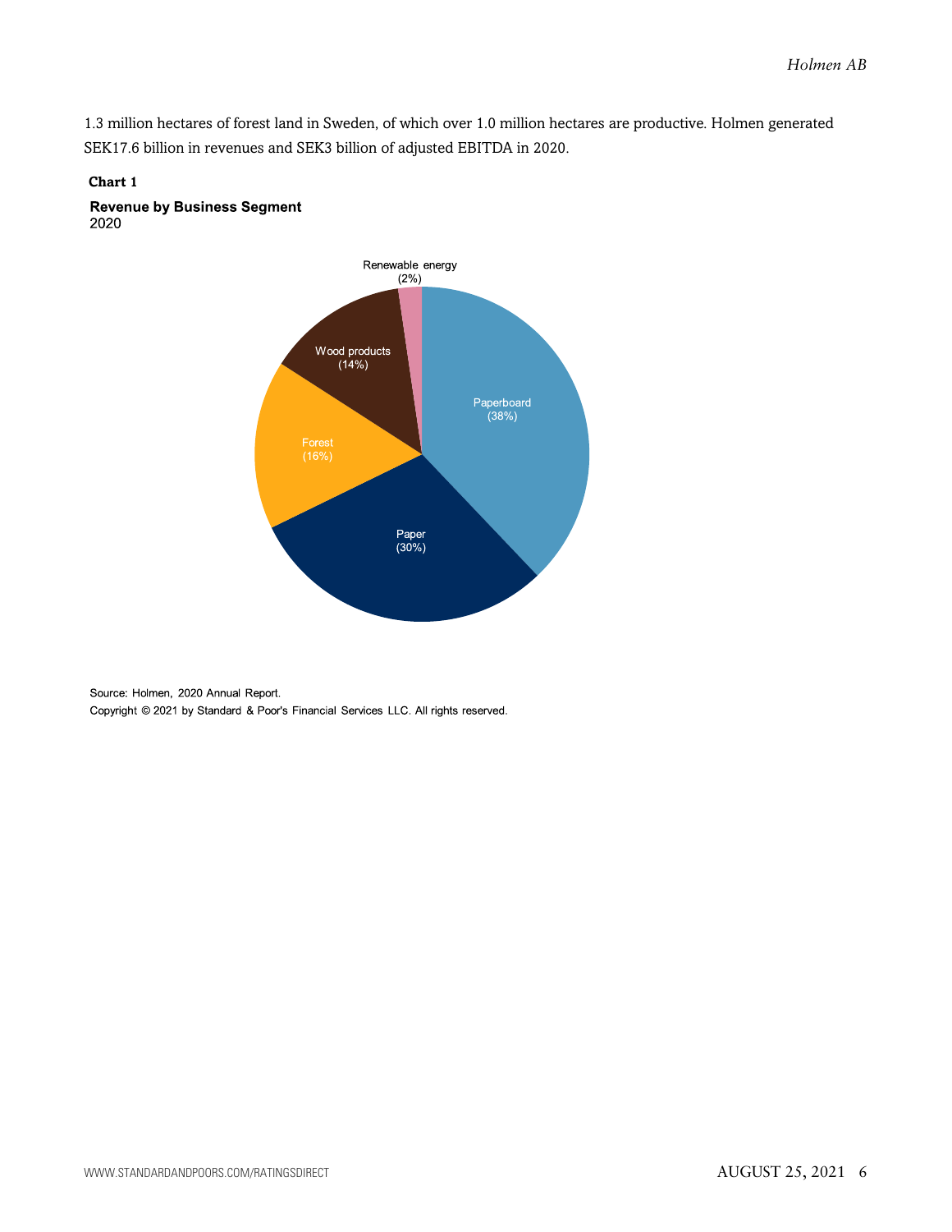1.3 million hectares of forest land in Sweden, of which over 1.0 million hectares are productive. Holmen generated SEK17.6 billion in revenues and SEK3 billion of adjusted EBITDA in 2020.

**Chart 1**

**Revenue by Business Segment**
2020

Renewable energy (2%)
Wood products (14%)
Paperboard (38%)
Forest (16%)
Paper (30%)

Source: Holmen, 2020 Annual Report.
Copyright © 2021 by Standard & Poor's Financial Services LLC. All rights reserved.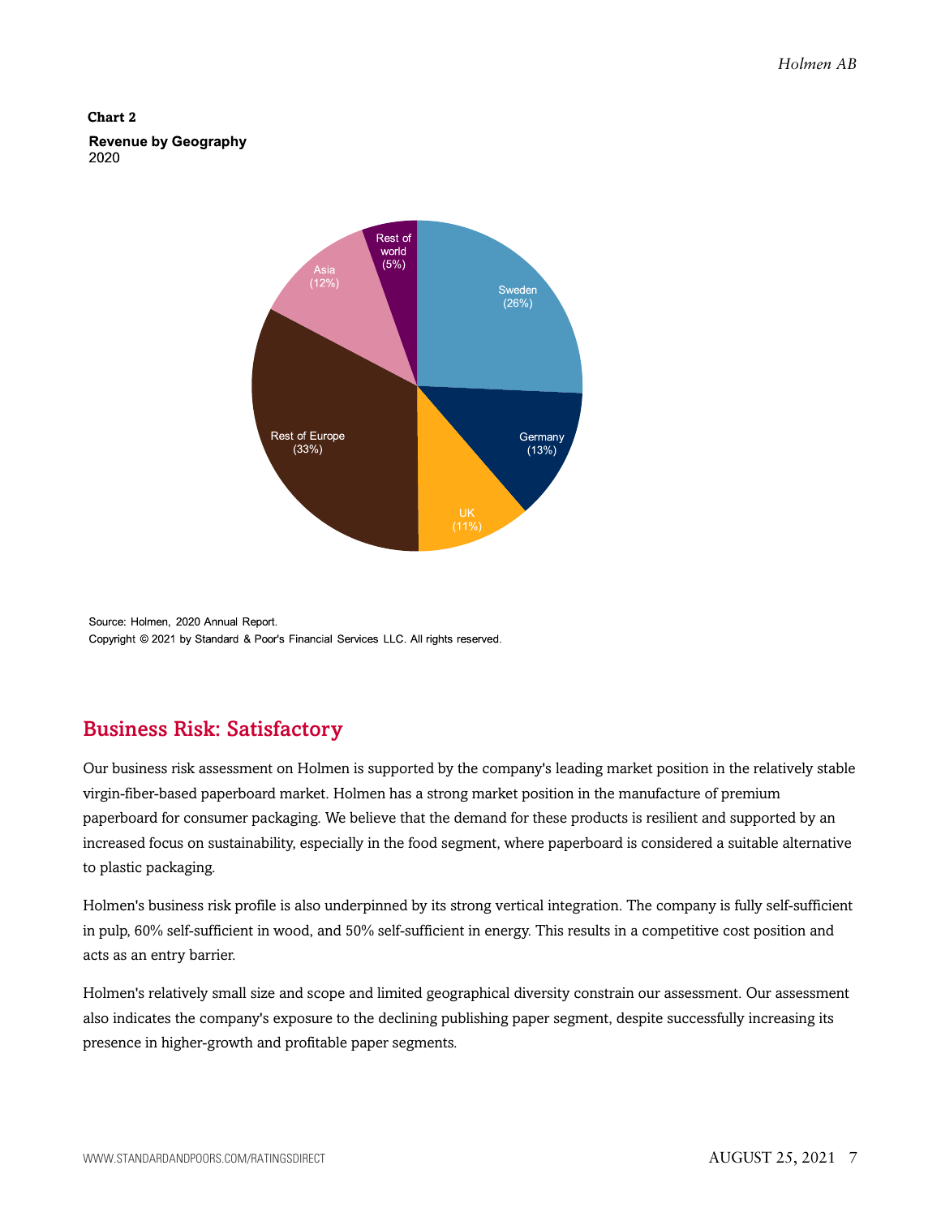**Chart 2**

**Revenue by Geography**
2020

Rest of world (5%)
Sweden (26%)
Asia (12%)
Germany (13%)
Rest of Europe (33%)
UK (11%)

Source: Holmen, 2020 Annual Report.
Copyright © 2021 by Standard & Poor's Financial Services LLC. All rights reserved.

## Business Risk: Satisfactory

Our business risk assessment on Holmen is supported by the company's leading market position in the relatively stable virgin-fiber-based paperboard market. Holmen has a strong market position in the manufacture of premium paperboard for consumer packaging. We believe that the demand for these products is resilient and supported by an increased focus on sustainability, especially in the food segment, where paperboard is considered a suitable alternative to plastic packaging.

Holmen's business risk profile is also underpinned by its strong vertical integration. The company is fully self-sufficient in pulp, 60% self-sufficient in wood, and 50% self-sufficient in energy. This results in a competitive cost position and acts as an entry barrier.

Holmen's relatively small size and scope and limited geographical diversity constrain our assessment. Our assessment also indicates the company's exposure to the declining publishing paper segment, despite successfully increasing its presence in higher-growth and profitable paper segments.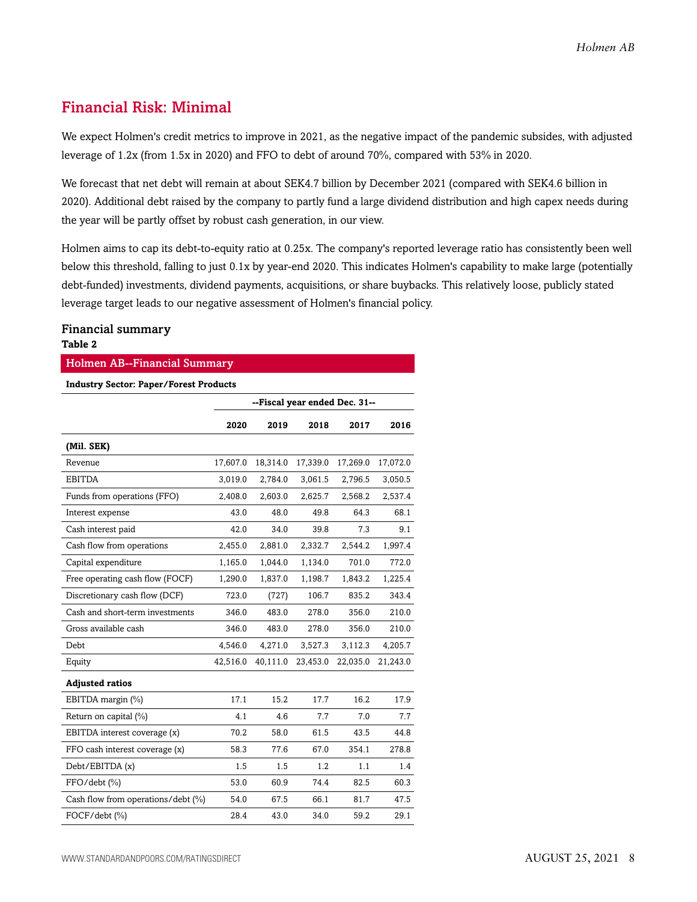## Financial Risk: Minimal

We expect Holmen's credit metrics to improve in 2021, as the negative impact of the pandemic subsides, with adjusted leverage of 1.2x (from 1.5x in 2020) and FFO to debt of around 70%, compared with 53% in 2020.

We forecast that net debt will remain at about SEK4.7 billion by December 2021 (compared with SEK4.6 billion in 2020). Additional debt raised by the company to partly fund a large dividend distribution and high capex needs during the year will be partly offset by robust cash generation, in our view.

Holmen aims to cap its debt-to-equity ratio at 0.25x. The company's reported leverage ratio has consistently been well below this threshold, falling to just 0.1x by year-end 2020. This indicates Holmen's capability to make large (potentially debt-funded) investments, dividend payments, acquisitions, or share buybacks. This relatively loose, publicly stated leverage target leads to our negative assessment of Holmen's financial policy.

### Financial summary

**Table 2**

**Holmen AB--Financial Summary**

**Industry Sector: Paper/Forest Products**

| | --Fiscal year ended Dec. 31-- | | | | |
|---|---|---|---|---|---|
| | **2020** | **2019** | **2018** | **2017** | **2016** |
| **(Mil. SEK)** | | | | | |
| Revenue | 17,607.0 | 18,314.0 | 17,339.0 | 17,269.0 | 17,072.0 |
| EBITDA | 3,019.0 | 2,784.0 | 3,061.5 | 2,796.5 | 3,050.5 |
| Funds from operations (FFO) | 2,408.0 | 2,603.0 | 2,625.7 | 2,568.2 | 2,537.4 |
| Interest expense | 43.0 | 48.0 | 49.8 | 64.3 | 68.1 |
| Cash interest paid | 42.0 | 34.0 | 39.8 | 7.3 | 9.1 |
| Cash flow from operations | 2,455.0 | 2,881.0 | 2,332.7 | 2,544.2 | 1,997.4 |
| Capital expenditure | 1,165.0 | 1,044.0 | 1,134.0 | 701.0 | 772.0 |
| Free operating cash flow (FOCF) | 1,290.0 | 1,837.0 | 1,198.7 | 1,843.2 | 1,225.4 |
| Discretionary cash flow (DCF) | 723.0 | (727) | 106.7 | 835.2 | 343.4 |
| Cash and short-term investments | 346.0 | 483.0 | 278.0 | 356.0 | 210.0 |
| Gross available cash | 346.0 | 483.0 | 278.0 | 356.0 | 210.0 |
| Debt | 4,546.0 | 4,271.0 | 3,527.3 | 3,112.3 | 4,205.7 |
| Equity | 42,516.0 | 40,111.0 | 23,453.0 | 22,035.0 | 21,243.0 |
| **Adjusted ratios** | | | | | |
| EBITDA margin (%) | 17.1 | 15.2 | 17.7 | 16.2 | 17.9 |
| Return on capital (%) | 4.1 | 4.6 | 7.7 | 7.0 | 7.7 |
| EBITDA interest coverage (x) | 70.2 | 58.0 | 61.5 | 43.5 | 44.8 |
| FFO cash interest coverage (x) | 58.3 | 77.6 | 67.0 | 354.1 | 278.8 |
| Debt/EBITDA (x) | 1.5 | 1.5 | 1.2 | 1.1 | 1.4 |
| FFO/debt (%) | 53.0 | 60.9 | 74.4 | 82.5 | 60.3 |
| Cash flow from operations/debt (%) | 54.0 | 67.5 | 66.1 | 81.7 | 47.5 |
| FOCF/debt (%) | 28.4 | 43.0 | 34.0 | 59.2 | 29.1 |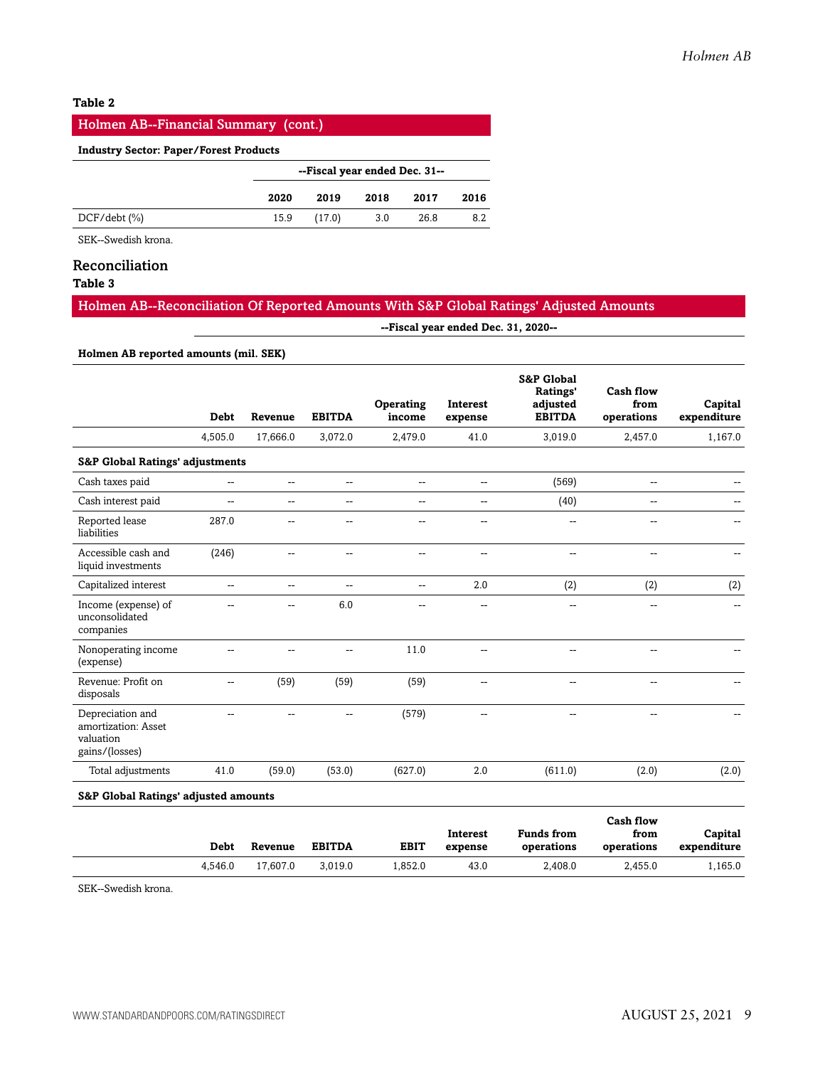**Table 2**

| Holmen AB--Financial Summary (cont.) | | | | | |
|---|---|---|---|---|---|
| **Industry Sector: Paper/Forest Products** | | | | | |
| | --Fiscal year ended Dec. 31-- | | | | |
| | **2020** | **2019** | **2018** | **2017** | **2016** |
| DCF/debt (%) | 15.9 | (17.0) | 3.0 | 26.8 | 8.2 |

SEK--Swedish krona.

## Reconciliation

**Table 3**

| Holmen AB--Reconciliation Of Reported Amounts With S&P Global Ratings' Adjusted Amounts | | | | | | | | |
|---|---|---|---|---|---|---|---|---|
| | --Fiscal year ended Dec. 31, 2020-- | | | | | | | |
| **Holmen AB reported amounts (mil. SEK)** | | | | | | | | |
| | **Debt** | **Revenue** | **EBITDA** | **Operating income** | **Interest expense** | **S&P Global Ratings' adjusted EBITDA** | **Cash flow from operations** | **Capital expenditure** |
| | 4,505.0 | 17,666.0 | 3,072.0 | 2,479.0 | 41.0 | 3,019.0 | 2,457.0 | 1,167.0 |
| **S&P Global Ratings' adjustments** | | | | | | | | |
| Cash taxes paid | -- | -- | -- | -- | -- | (569) | -- | -- |
| Cash interest paid | -- | -- | -- | -- | -- | (40) | -- | -- |
| Reported lease liabilities | 287.0 | -- | -- | -- | -- | -- | -- | -- |
| Accessible cash and liquid investments | (246) | -- | -- | -- | -- | -- | -- | -- |
| Capitalized interest | -- | -- | -- | -- | 2.0 | (2) | (2) | (2) |
| Income (expense) of unconsolidated companies | -- | -- | 6.0 | -- | -- | -- | -- | -- |
| Nonoperating income (expense) | -- | -- | -- | 11.0 | -- | -- | -- | -- |
| Revenue: Profit on disposals | -- | (59) | (59) | (59) | -- | -- | -- | -- |
| Depreciation and amortization: Asset valuation gains/(losses) | -- | -- | -- | (579) | -- | -- | -- | -- |
| Total adjustments | 41.0 | (59.0) | (53.0) | (627.0) | 2.0 | (611.0) | (2.0) | (2.0) |
| **S&P Global Ratings' adjusted amounts** | | | | | | | | |
| | **Debt** | **Revenue** | **EBITDA** | **EBIT** | **Interest expense** | **Funds from operations** | **Cash flow from operations** | **Capital expenditure** |
| | 4,546.0 | 17,607.0 | 3,019.0 | 1,852.0 | 43.0 | 2,408.0 | 2,455.0 | 1,165.0 |

SEK--Swedish krona.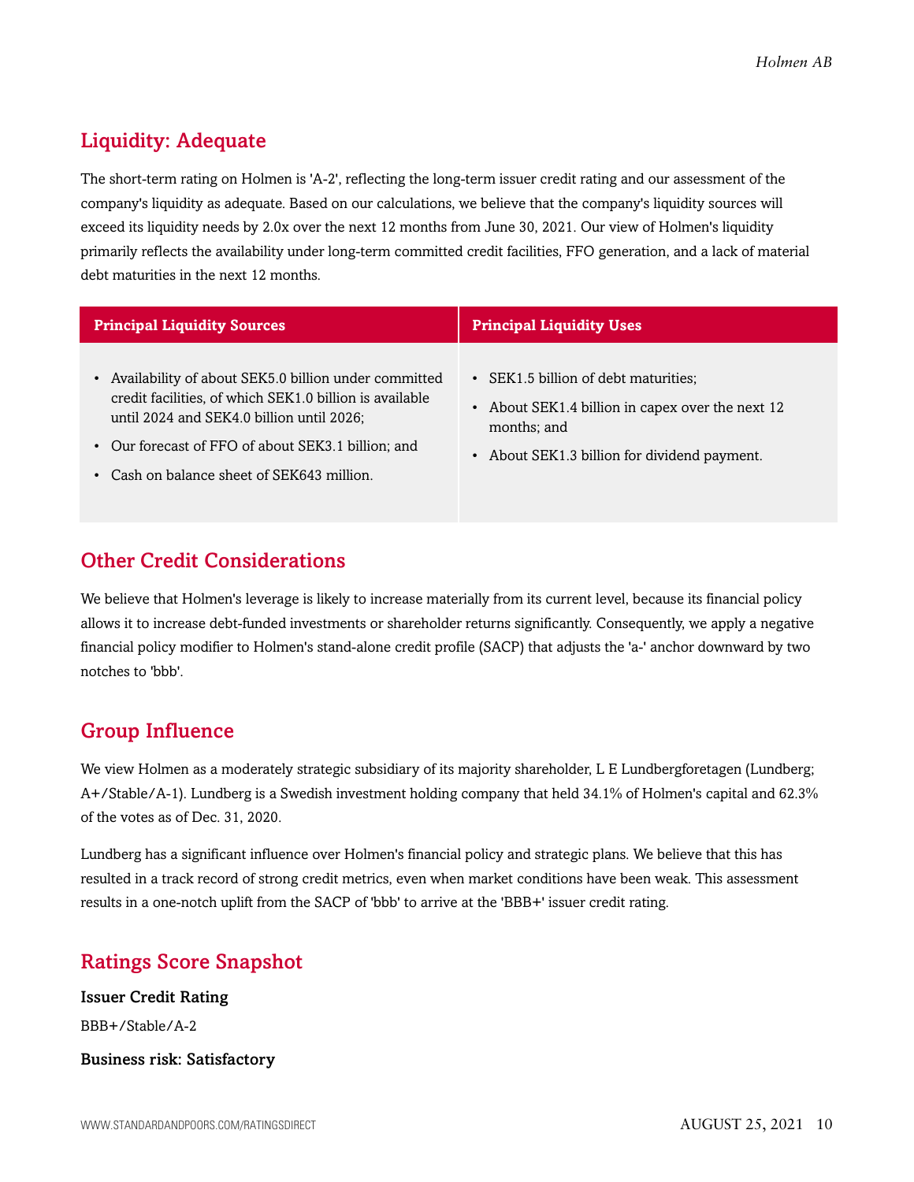## Liquidity: Adequate

The short-term rating on Holmen is 'A-2', reflecting the long-term issuer credit rating and our assessment of the company's liquidity as adequate. Based on our calculations, we believe that the company's liquidity sources will exceed its liquidity needs by 2.0x over the next 12 months from June 30, 2021. Our view of Holmen's liquidity primarily reflects the availability under long-term committed credit facilities, FFO generation, and a lack of material debt maturities in the next 12 months.

| Principal Liquidity Sources | Principal Liquidity Uses |
|---|---|
| • Availability of about SEK5.0 billion under committed credit facilities, of which SEK1.0 billion is available until 2024 and SEK4.0 billion until 2026;<br>• Our forecast of FFO of about SEK3.1 billion; and<br>• Cash on balance sheet of SEK643 million. | • SEK1.5 billion of debt maturities;<br>• About SEK1.4 billion in capex over the next 12 months; and<br>• About SEK1.3 billion for dividend payment. |

## Other Credit Considerations

We believe that Holmen's leverage is likely to increase materially from its current level, because its financial policy allows it to increase debt-funded investments or shareholder returns significantly. Consequently, we apply a negative financial policy modifier to Holmen's stand-alone credit profile (SACP) that adjusts the 'a-' anchor downward by two notches to 'bbb'.

## Group Influence

We view Holmen as a moderately strategic subsidiary of its majority shareholder, L E Lundbergforetagen (Lundberg; A+/Stable/A-1). Lundberg is a Swedish investment holding company that held 34.1% of Holmen's capital and 62.3% of the votes as of Dec. 31, 2020.

Lundberg has a significant influence over Holmen's financial policy and strategic plans. We believe that this has resulted in a track record of strong credit metrics, even when market conditions have been weak. This assessment results in a one-notch uplift from the SACP of 'bbb' to arrive at the 'BBB+' issuer credit rating.

## Ratings Score Snapshot

### Issuer Credit Rating

BBB+/Stable/A-2

### Business risk: Satisfactory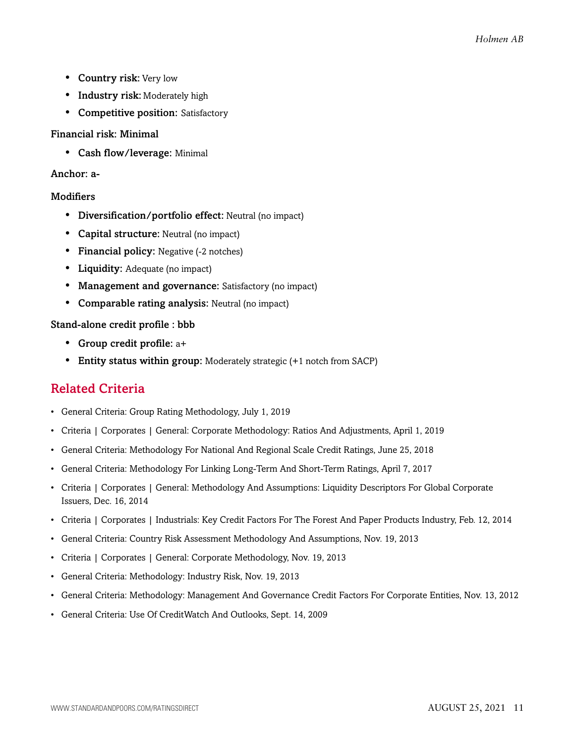- **Country risk:** Very low
- **Industry risk:** Moderately high
- **Competitive position:** Satisfactory

**Financial risk: Minimal**

- **Cash flow/leverage:** Minimal

**Anchor: a-**

**Modifiers**

- **Diversification/portfolio effect:** Neutral (no impact)
- **Capital structure:** Neutral (no impact)
- **Financial policy:** Negative (-2 notches)
- **Liquidity:** Adequate (no impact)
- **Management and governance:** Satisfactory (no impact)
- **Comparable rating analysis:** Neutral (no impact)

**Stand-alone credit profile : bbb**

- **Group credit profile:** a+
- **Entity status within group:** Moderately strategic (+1 notch from SACP)

## Related Criteria

- General Criteria: Group Rating Methodology, July 1, 2019
- Criteria | Corporates | General: Corporate Methodology: Ratios And Adjustments, April 1, 2019
- General Criteria: Methodology For National And Regional Scale Credit Ratings, June 25, 2018
- General Criteria: Methodology For Linking Long-Term And Short-Term Ratings, April 7, 2017
- Criteria | Corporates | General: Methodology And Assumptions: Liquidity Descriptors For Global Corporate Issuers, Dec. 16, 2014
- Criteria | Corporates | Industrials: Key Credit Factors For The Forest And Paper Products Industry, Feb. 12, 2014
- General Criteria: Country Risk Assessment Methodology And Assumptions, Nov. 19, 2013
- Criteria | Corporates | General: Corporate Methodology, Nov. 19, 2013
- General Criteria: Methodology: Industry Risk, Nov. 19, 2013
- General Criteria: Methodology: Management And Governance Credit Factors For Corporate Entities, Nov. 13, 2012
- General Criteria: Use Of CreditWatch And Outlooks, Sept. 14, 2009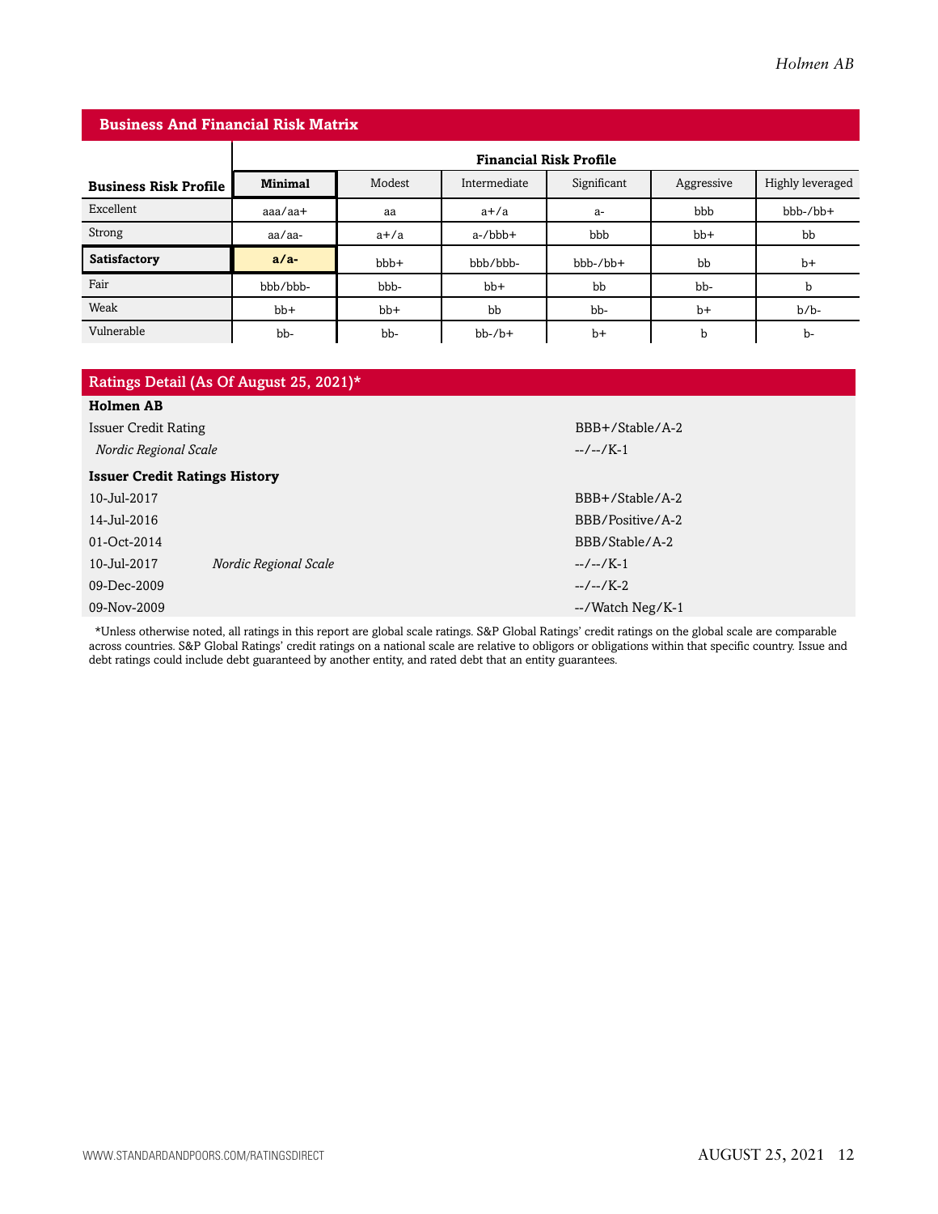## Business And Financial Risk Matrix

| | Financial Risk Profile | | | | | |
|---|---|---|---|---|---|---|
| **Business Risk Profile** | **Minimal** | Modest | Intermediate | Significant | Aggressive | Highly leveraged |
| Excellent | aaa/aa+ | aa | a+/a | a- | bbb | bbb-/bb+ |
| Strong | aa/aa- | a+/a | a-/bbb+ | bbb | bb+ | bb |
| **Satisfactory** | **a/a-** | bbb+ | bbb/bbb- | bbb-/bb+ | bb | b+ |
| Fair | bbb/bbb- | bbb- | bb+ | bb | bb- | b |
| Weak | bb+ | bb+ | bb | bb- | b+ | b/b- |
| Vulnerable | bb- | bb- | bb-/b+ | b+ | b | b- |

## Ratings Detail (As Of August 25, 2021)*

| | | |
|---|---|---|
| **Holmen AB** | | |
| Issuer Credit Rating | | BBB+/Stable/A-2 |
| *Nordic Regional Scale* | | --/--/K-1 |
| **Issuer Credit Ratings History** | | |
| 10-Jul-2017 | | BBB+/Stable/A-2 |
| 14-Jul-2016 | | BBB/Positive/A-2 |
| 01-Oct-2014 | | BBB/Stable/A-2 |
| 10-Jul-2017 | *Nordic Regional Scale* | --/--/K-1 |
| 09-Dec-2009 | | --/--/K-2 |
| 09-Nov-2009 | | --/Watch Neg/K-1 |

*Unless otherwise noted, all ratings in this report are global scale ratings. S&P Global Ratings' credit ratings on the global scale are comparable across countries. S&P Global Ratings' credit ratings on a national scale are relative to obligors or obligations within that specific country. Issue and debt ratings could include debt guaranteed by another entity, and rated debt that an entity guarantees.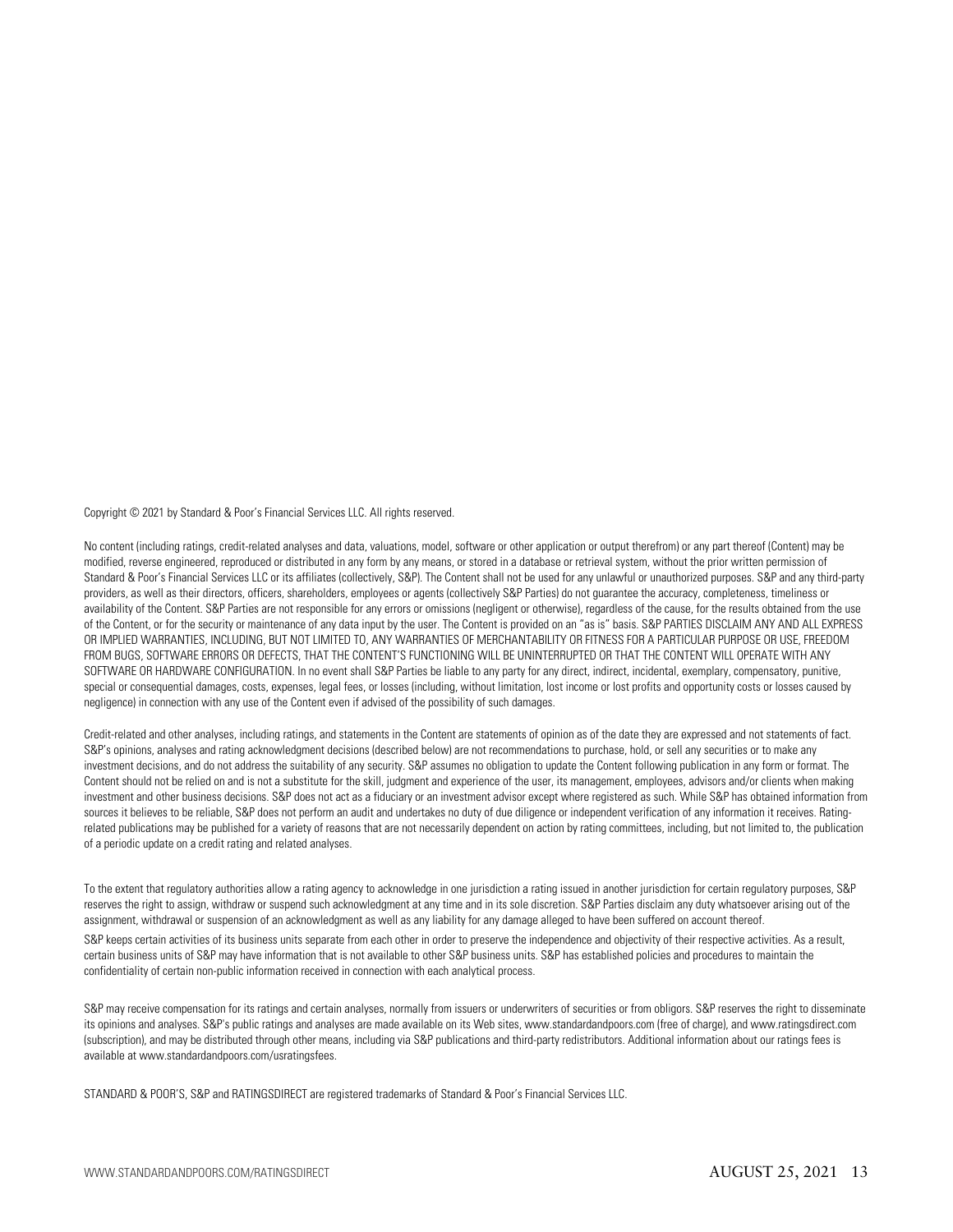Copyright © 2021 by Standard & Poor's Financial Services LLC. All rights reserved.

No content (including ratings, credit-related analyses and data, valuations, model, software or other application or output therefrom) or any part thereof (Content) may be modified, reverse engineered, reproduced or distributed in any form by any means, or stored in a database or retrieval system, without the prior written permission of Standard & Poor's Financial Services LLC or its affiliates (collectively, S&P). The Content shall not be used for any unlawful or unauthorized purposes. S&P and any third-party providers, as well as their directors, officers, shareholders, employees or agents (collectively S&P Parties) do not guarantee the accuracy, completeness, timeliness or availability of the Content. S&P Parties are not responsible for any errors or omissions (negligent or otherwise), regardless of the cause, for the results obtained from the use of the Content, or for the security or maintenance of any data input by the user. The Content is provided on an "as is" basis. S&P PARTIES DISCLAIM ANY AND ALL EXPRESS OR IMPLIED WARRANTIES, INCLUDING, BUT NOT LIMITED TO, ANY WARRANTIES OF MERCHANTABILITY OR FITNESS FOR A PARTICULAR PURPOSE OR USE, FREEDOM FROM BUGS, SOFTWARE ERRORS OR DEFECTS, THAT THE CONTENT'S FUNCTIONING WILL BE UNINTERRUPTED OR THAT THE CONTENT WILL OPERATE WITH ANY SOFTWARE OR HARDWARE CONFIGURATION. In no event shall S&P Parties be liable to any party for any direct, indirect, incidental, exemplary, compensatory, punitive, special or consequential damages, costs, expenses, legal fees, or losses (including, without limitation, lost income or lost profits and opportunity costs or losses caused by negligence) in connection with any use of the Content even if advised of the possibility of such damages.

Credit-related and other analyses, including ratings, and statements in the Content are statements of opinion as of the date they are expressed and not statements of fact. S&P's opinions, analyses and rating acknowledgment decisions (described below) are not recommendations to purchase, hold, or sell any securities or to make any investment decisions, and do not address the suitability of any security. S&P assumes no obligation to update the Content following publication in any form or format. The Content should not be relied on and is not a substitute for the skill, judgment and experience of the user, its management, employees, advisors and/or clients when making investment and other business decisions. S&P does not act as a fiduciary or an investment advisor except where registered as such. While S&P has obtained information from sources it believes to be reliable, S&P does not perform an audit and undertakes no duty of due diligence or independent verification of any information it receives. Rating-related publications may be published for a variety of reasons that are not necessarily dependent on action by rating committees, including, but not limited to, the publication of a periodic update on a credit rating and related analyses.

To the extent that regulatory authorities allow a rating agency to acknowledge in one jurisdiction a rating issued in another jurisdiction for certain regulatory purposes, S&P reserves the right to assign, withdraw or suspend such acknowledgment at any time and in its sole discretion. S&P Parties disclaim any duty whatsoever arising out of the assignment, withdrawal or suspension of an acknowledgment as well as any liability for any damage alleged to have been suffered on account thereof.

S&P keeps certain activities of its business units separate from each other in order to preserve the independence and objectivity of their respective activities. As a result, certain business units of S&P may have information that is not available to other S&P business units. S&P has established policies and procedures to maintain the confidentiality of certain non-public information received in connection with each analytical process.

S&P may receive compensation for its ratings and certain analyses, normally from issuers or underwriters of securities or from obligors. S&P reserves the right to disseminate its opinions and analyses. S&P's public ratings and analyses are made available on its Web sites, www.standardandpoors.com (free of charge), and www.ratingsdirect.com (subscription), and may be distributed through other means, including via S&P publications and third-party redistributors. Additional information about our ratings fees is available at www.standardandpoors.com/usratingsfees.

STANDARD & POOR'S, S&P and RATINGSDIRECT are registered trademarks of Standard & Poor's Financial Services LLC.